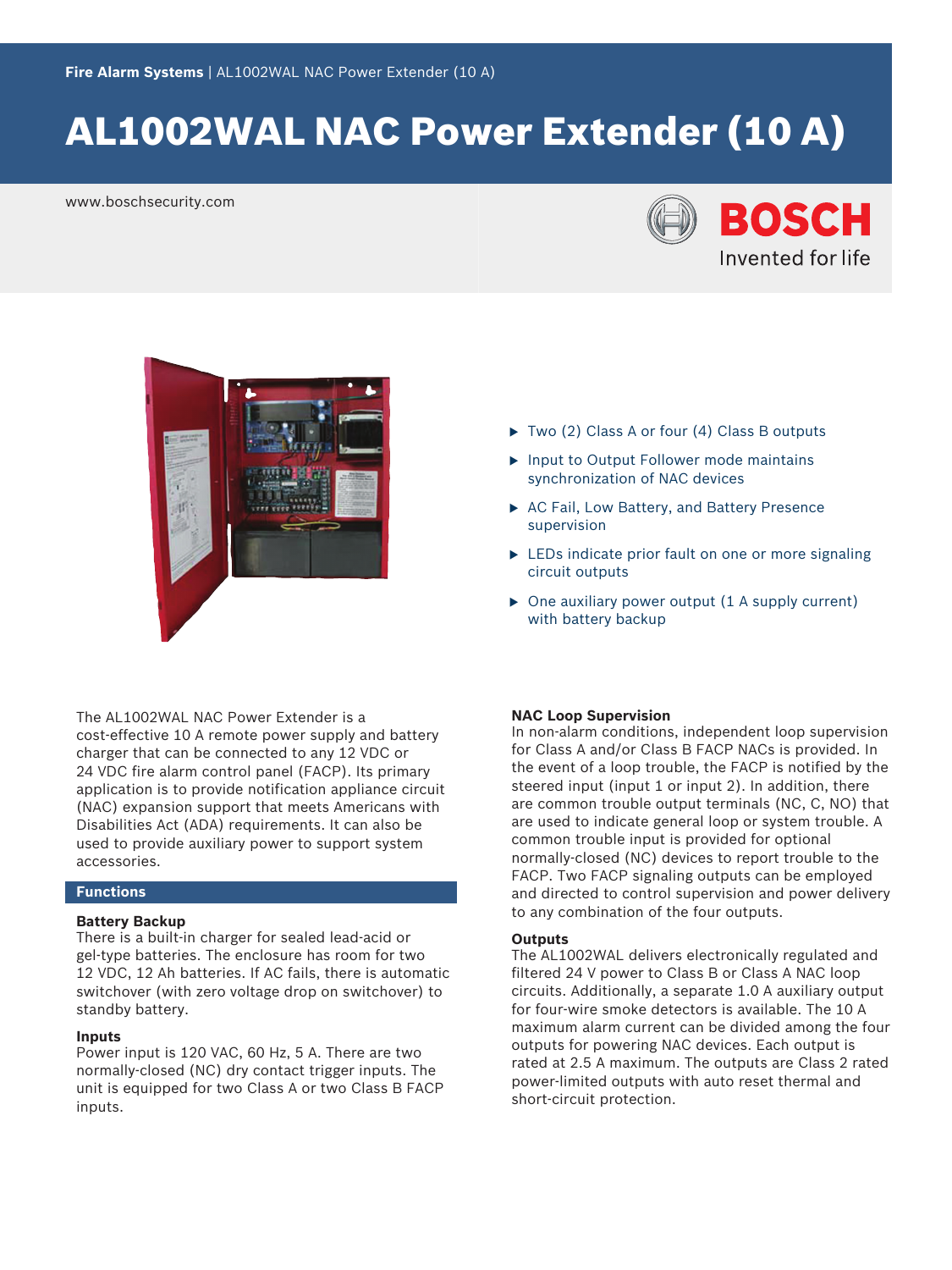Fire Alarm Systems | AL1002WAL NAC Power Extender (10 A)

# AL1002WAL NAC Power Extender (10 A)

www.boschsecurity.com

- Two (2) Class A or four (4) Class B outputs
- Input to Output Follower mode maintains synchronization of NAC devices
- AC Fail, Low Battery, and Battery Presence supervision
- LEDs indicate prior fault on one or more signaling circuit outputs
- One auxiliary power output (1 A supply current) with battery backup

The AL1002WAL NAC Power Extender is a cost-effective 10 A remote power supply and battery charger that can be connected to any 12 VDC or 24 VDC fire alarm control panel (FACP). Its primary application is to provide notification appliance circuit (NAC) expansion support that meets Americans with Disabilities Act (ADA) requirements. It can also be used to provide auxiliary power to support system accessories.

## Functions

### Battery Backup

There is a built-in charger for sealed lead-acid or gel-type batteries. The enclosure has room for two 12 VDC, 12 Ah batteries. If AC fails, there is automatic switchover (with zero voltage drop on switchover) to standby battery.

### Inputs

Power input is 120 VAC, 60 Hz, 5 A. There are two normally-closed (NC) dry contact trigger inputs. The unit is equipped for two Class A or two Class B FACP inputs.

### NAC Loop Supervision

In non-alarm conditions, independent loop supervision for Class A and/or Class B FACP NACs is provided. In the event of a loop trouble, the FACP is notified by the steered input (input 1 or input 2). In addition, there are common trouble output terminals (NC, C, NO) that are used to indicate general loop or system trouble. A common trouble input is provided for optional normally-closed (NC) devices to report trouble to the FACP. Two FACP signaling outputs can be employed and directed to control supervision and power delivery to any combination of the four outputs.

### Outputs

The AL1002WAL delivers electronically regulated and filtered 24 V power to Class B or Class A NAC loop circuits. Additionally, a separate 1.0 A auxiliary output for four-wire smoke detectors is available. The 10 A maximum alarm current can be divided among the four outputs for powering NAC devices. Each output is rated at 2.5 A maximum. The outputs are Class 2 rated power-limited outputs with auto reset thermal and short-circuit protection.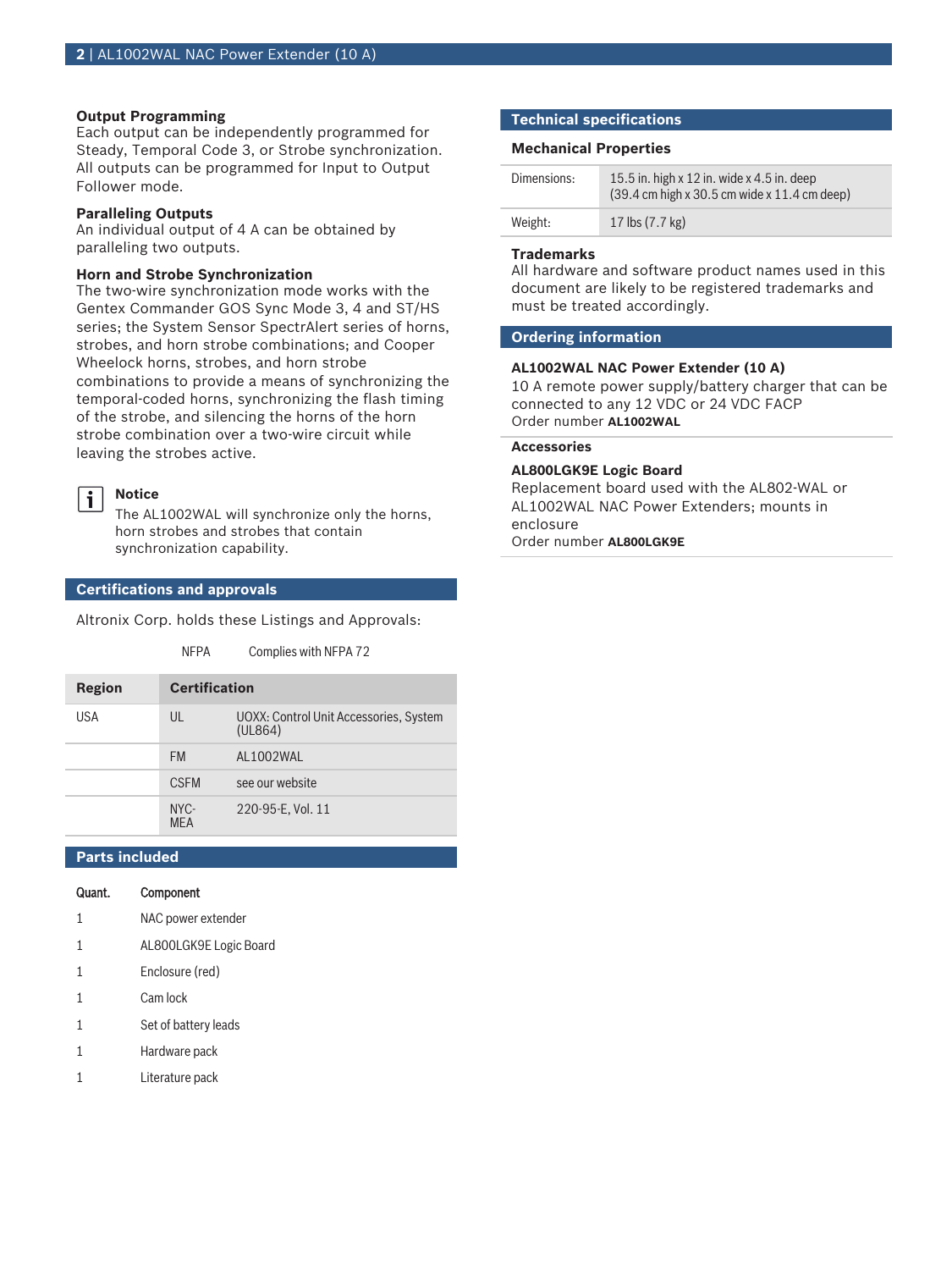### Output Programming

Each output can be independently programmed for Steady, Temporal Code 3, or Strobe synchronization. All outputs can be programmed for Input to Output Follower mode.

### Paralleling Outputs

An individual output of 4 A can be obtained by paralleling two outputs.

### Horn and Strobe Synchronization

The two-wire synchronization mode works with the Gentex Commander GOS Sync Mode 3, 4 and ST/HS series; the System Sensor SpectrAlert series of horns, strobes, and horn strobe combinations; and Cooper Wheelock horns, strobes, and horn strobe combinations to provide a means of synchronizing the temporal-coded horns, synchronizing the flash timing of the strobe, and silencing the horns of the horn strobe combination over a two-wire circuit while leaving the strobes active.

> **Notice**
> The AL1002WAL will synchronize only the horns, horn strobes and strobes that contain synchronization capability.

## Certifications and approvals

Altronix Corp. holds these Listings and Approvals:

| | |
|---|---|
| NFPA | Complies with NFPA 72 |

| Region | Certification | |
|---|---|---|
| USA | UL | UOXX: Control Unit Accessories, System (UL864) |
| | FM | AL1002WAL |
| | CSFM | see our website |
| | NYC-MEA | 220-95-E, Vol. 11 |

## Parts included

| Quant. | Component |
|---|---|
| 1 | NAC power extender |
| 1 | AL800LGK9E Logic Board |
| 1 | Enclosure (red) |
| 1 | Cam lock |
| 1 | Set of battery leads |
| 1 | Hardware pack |
| 1 | Literature pack |

## Technical specifications

### Mechanical Properties

| | |
|---|---|
| Dimensions: | 15.5 in. high x 12 in. wide x 4.5 in. deep (39.4 cm high x 30.5 cm wide x 11.4 cm deep) |
| Weight: | 17 lbs (7.7 kg) |

### Trademarks

All hardware and software product names used in this document are likely to be registered trademarks and must be treated accordingly.

## Ordering information

**AL1002WAL NAC Power Extender (10 A)**
10 A remote power supply/battery charger that can be connected to any 12 VDC or 24 VDC FACP
Order number **AL1002WAL**

### Accessories

**AL800LGK9E Logic Board**
Replacement board used with the AL802-WAL or AL1002WAL NAC Power Extenders; mounts in enclosure
Order number **AL800LGK9E**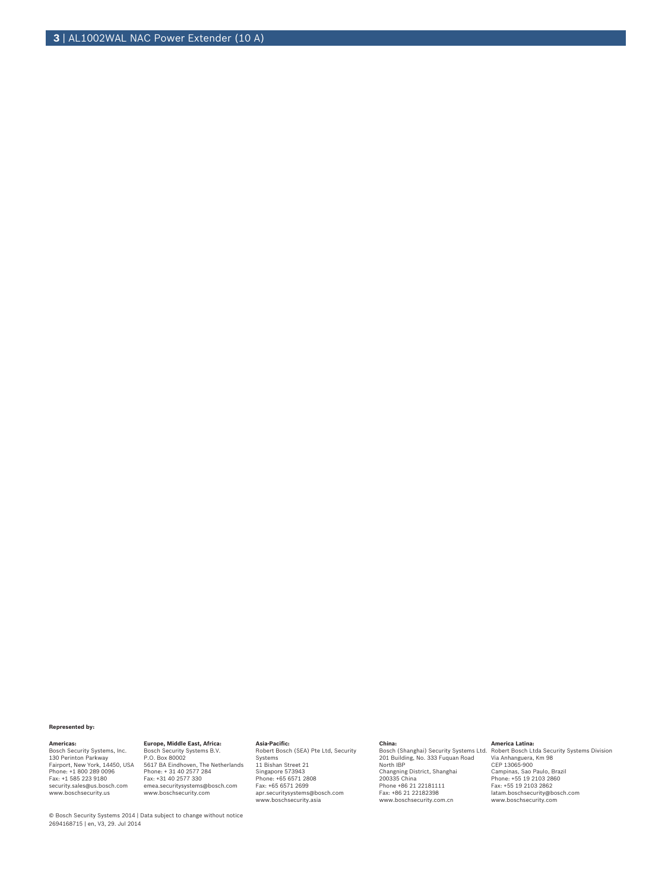**Represented by:**

**Americas:**
Bosch Security Systems, Inc.
130 Perinton Parkway
Fairport, New York, 14450, USA
Phone: +1 800 289 0096
Fax: +1 585 223 9180
security.sales@us.bosch.com
www.boschsecurity.us

**Europe, Middle East, Africa:**
Bosch Security Systems B.V.
P.O. Box 80002
5617 BA Eindhoven, The Netherlands
Phone: + 31 40 2577 284
Fax: +31 40 2577 330
emea.securitysystems@bosch.com
www.boschsecurity.com

**Asia-Pacific:**
Robert Bosch (SEA) Pte Ltd, Security Systems
11 Bishan Street 21
Singapore 573943
Phone: +65 6571 2808
Fax: +65 6571 2699
apr.securitysystems@bosch.com
www.boschsecurity.asia

**China:**
Bosch (Shanghai) Security Systems Ltd.
201 Building, No. 333 Fuquan Road
North IBP
Changning District, Shanghai
200335 China
Phone +86 21 22181111
Fax: +86 21 22182398
www.boschsecurity.com.cn

**America Latina:**
Robert Bosch Ltda Security Systems Division
Via Anhanguera, Km 98
CEP 13065-900
Campinas, Sao Paulo, Brazil
Phone: +55 19 2103 2860
Fax: +55 19 2103 2862
latam.boschsecurity@bosch.com
www.boschsecurity.com

© Bosch Security Systems 2014 | Data subject to change without notice
2694168715 | en, V3, 29. Jul 2014